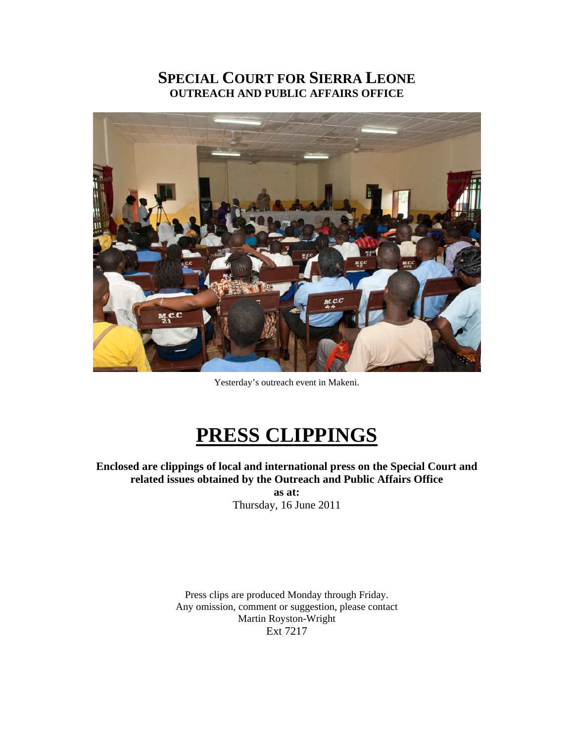# SPECIAL COURT FOR SIERRA LEONE
## OUTREACH AND PUBLIC AFFAIRS OFFICE

Yesterday's outreach event in Makeni.

# PRESS CLIPPINGS

**Enclosed are clippings of local and international press on the Special Court and related issues obtained by the Outreach and Public Affairs Office**

**as at:**

Thursday, 16 June 2011

Press clips are produced Monday through Friday.
Any omission, comment or suggestion, please contact
Martin Royston-Wright
Ext 7217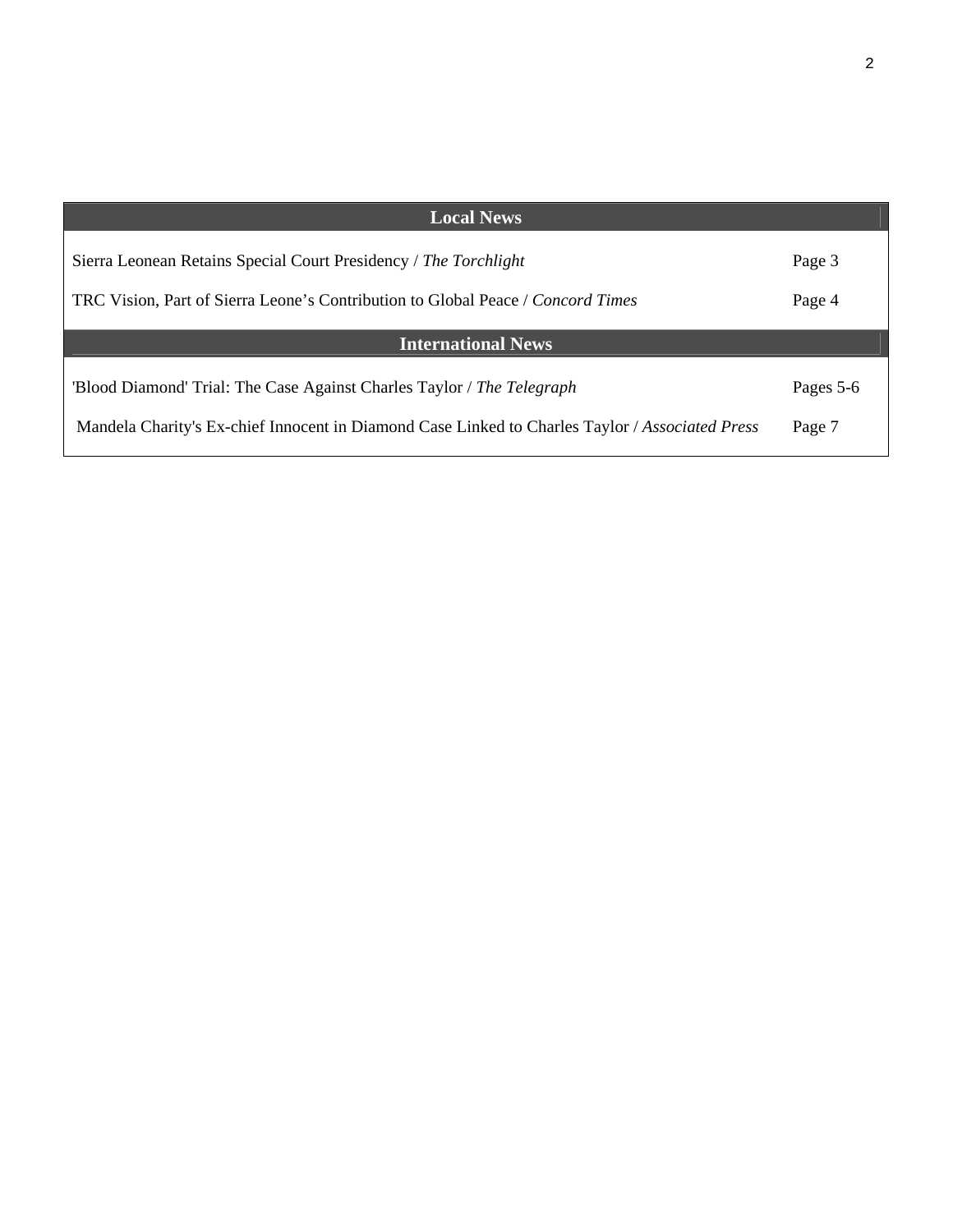| Local News | |
|---|---|
| Sierra Leonean Retains Special Court Presidency / *The Torchlight* | Page 3 |
| TRC Vision, Part of Sierra Leone’s Contribution to Global Peace / *Concord Times* | Page 4 |
| **International News** | |
| 'Blood Diamond' Trial: The Case Against Charles Taylor / *The Telegraph* | Pages 5-6 |
| Mandela Charity's Ex-chief Innocent in Diamond Case Linked to Charles Taylor / *Associated Press* | Page 7 |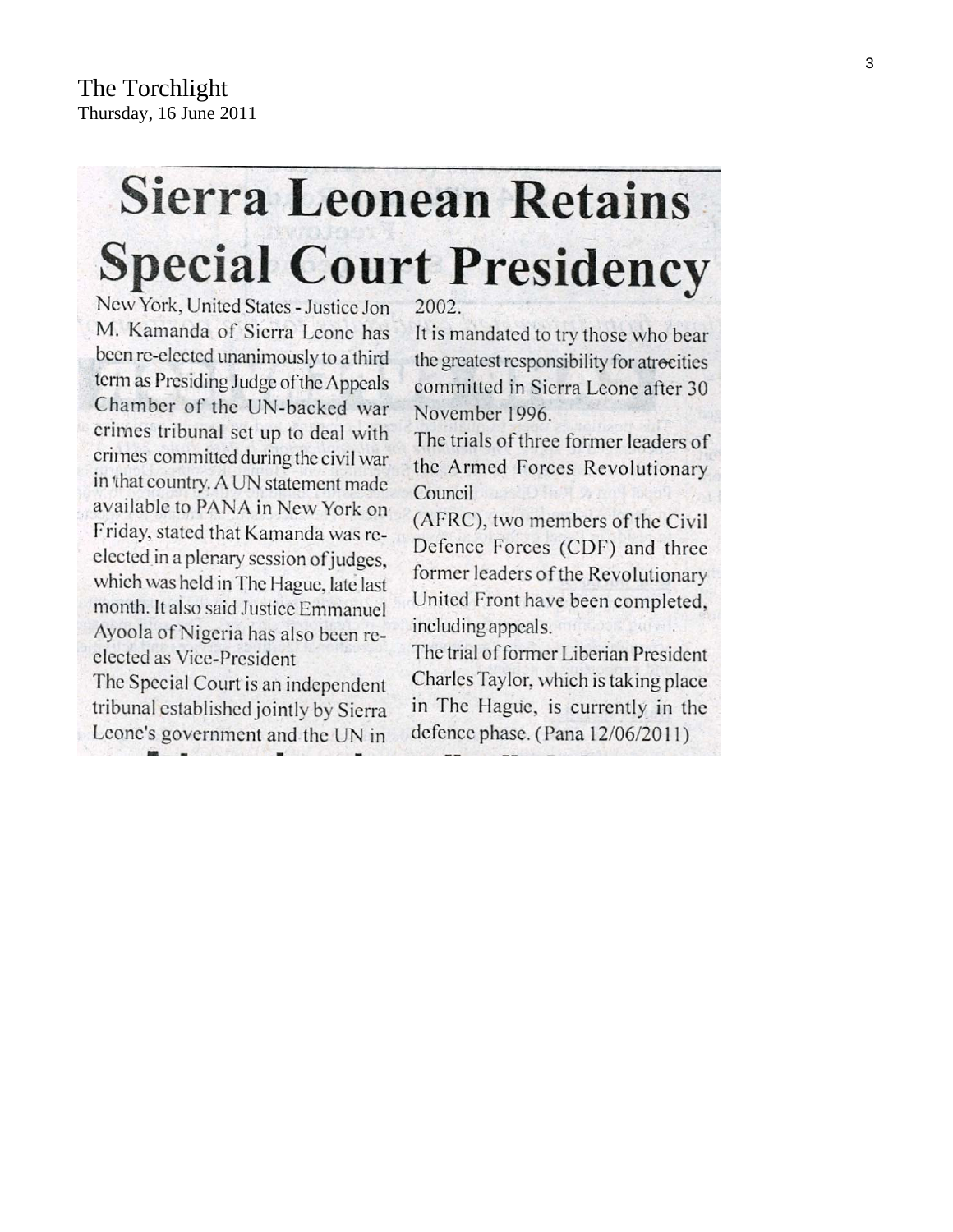The Torchlight
Thursday, 16 June 2011

# Sierra Leonean Retains Special Court Presidency

New York, United States - Justice Jon M. Kamanda of Sierra Leone has been re-elected unanimously to a third term as Presiding Judge of the Appeals Chamber of the UN-backed war crimes tribunal set up to deal with crimes committed during the civil war in that country. A UN statement made available to PANA in New York on Friday, stated that Kamanda was re-elected in a plenary session of judges, which was held in The Hague, late last month. It also said Justice Emmanuel Ayoola of Nigeria has also been re-elected as Vice-President

The Special Court is an independent tribunal established jointly by Sierra Leone's government and the UN in 2002.

It is mandated to try those who bear the greatest responsibility for atrocities committed in Sierra Leone after 30 November 1996.

The trials of three former leaders of the Armed Forces Revolutionary Council (AFRC), two members of the Civil Defence Forces (CDF) and three former leaders of the Revolutionary United Front have been completed, including appeals.

The trial of former Liberian President Charles Taylor, which is taking place in The Hague, is currently in the defence phase. (Pana 12/06/2011)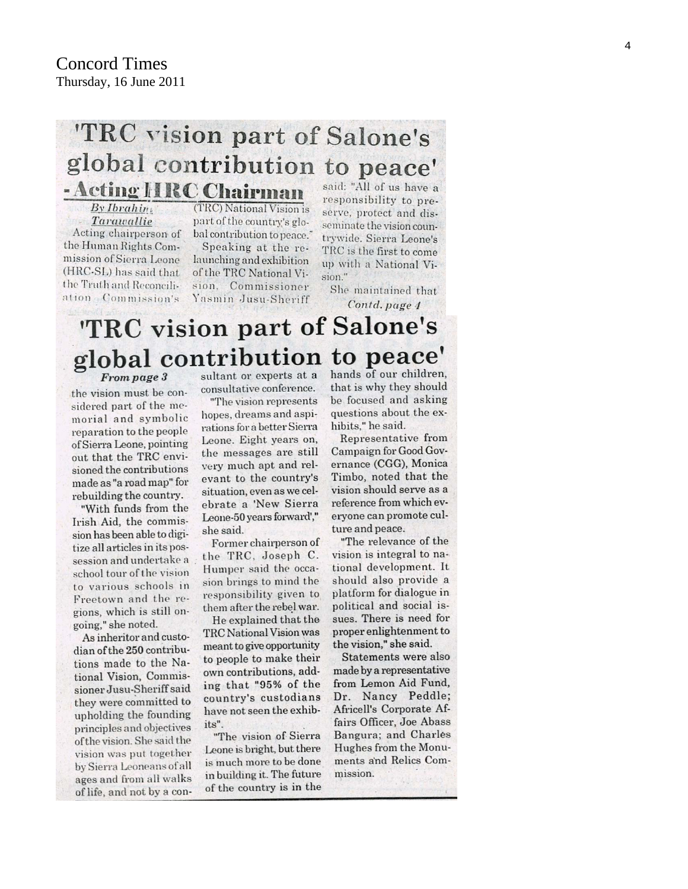Concord Times
Thursday, 16 June 2011

# 'TRC vision part of Salone's global contribution to peace' - Acting HRC Chairman

*By Ibrahim Tarawallie*

Acting chairperson of the Human Rights Commission of Sierra Leone (HRC-SL) has said that the Truth and Reconciliation Commission's (TRC) National Vision is part of the country's global contribution to peace."

Speaking at the re-launching and exhibition of the TRC National Vision, Commissioner Yasmin Jusu-Sheriff said: "All of us have a responsibility to preserve, protect and disseminate the vision countrywide. Sierra Leone's TRC is the first to come up with a National Vision."

She maintained that

*Contd. page 4*

# 'TRC vision part of Salone's global contribution to peace'

***From page 3***

the vision must be considered part of the memorial and symbolic reparation to the people of Sierra Leone, pointing out that the TRC envisioned the contributions made as "a road map" for rebuilding the country.

"With funds from the Irish Aid, the commission has been able to digitize all articles in its possession and undertake a school tour of the vision to various schools in Freetown and the regions, which is still on-going," she noted.

As inheritor and custodian of the 250 contributions made to the National Vision, Commissioner Jusu-Sheriff said they were committed to upholding the founding principles and objectives of the vision. She said the vision was put together by Sierra Leoneans of all ages and from all walks of life, and not by a consultant or experts at a consultative conference.

"The vision represents hopes, dreams and aspirations for a better Sierra Leone. Eight years on, the messages are still very much apt and relevant to the country's situation, even as we celebrate a 'New Sierra Leone-50 years forward'," she said.

Former chairperson of the TRC, Joseph C. Humper said the occasion brings to mind the responsibility given to them after the rebel war.

He explained that the TRC National Vision was meant to give opportunity to people to make their own contributions, adding that "95% of the country's custodians have not seen the exhibits".

"The vision of Sierra Leone is bright, but there is much more to be done in building it. The future of the country is in the hands of our children, that is why they should be focused and asking questions about the exhibits," he said.

Representative from Campaign for Good Governance (CGG), Monica Timbo, noted that the vision should serve as a reference from which everyone can promote culture and peace.

"The relevance of the vision is integral to national development. It should also provide a platform for dialogue in political and social issues. There is need for proper enlightenment to the vision," she said.

Statements were also made by a representative from Lemon Aid Fund, Dr. Nancy Peddle; Africell's Corporate Affairs Officer, Joe Abass Bangura; and Charles Hughes from the Monuments and Relics Commission.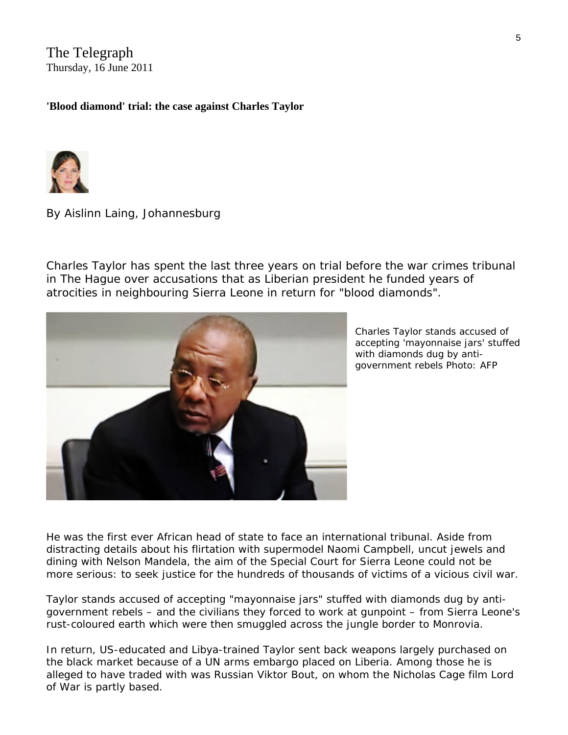The Telegraph
Thursday, 16 June 2011

**'Blood diamond' trial: the case against Charles Taylor**

By Aislinn Laing, Johannesburg

Charles Taylor has spent the last three years on trial before the war crimes tribunal in The Hague over accusations that as Liberian president he funded years of atrocities in neighbouring Sierra Leone in return for "blood diamonds".

Charles Taylor stands accused of accepting 'mayonnaise jars' stuffed with diamonds dug by anti-government rebels Photo: AFP

He was the first ever African head of state to face an international tribunal. Aside from distracting details about his flirtation with supermodel Naomi Campbell, uncut jewels and dining with Nelson Mandela, the aim of the Special Court for Sierra Leone could not be more serious: to seek justice for the hundreds of thousands of victims of a vicious civil war.

Taylor stands accused of accepting "mayonnaise jars" stuffed with diamonds dug by anti-government rebels – and the civilians they forced to work at gunpoint – from Sierra Leone's rust-coloured earth which were then smuggled across the jungle border to Monrovia.

In return, US-educated and Libya-trained Taylor sent back weapons largely purchased on the black market because of a UN arms embargo placed on Liberia. Among those he is alleged to have traded with was Russian Viktor Bout, on whom the Nicholas Cage film Lord of War is partly based.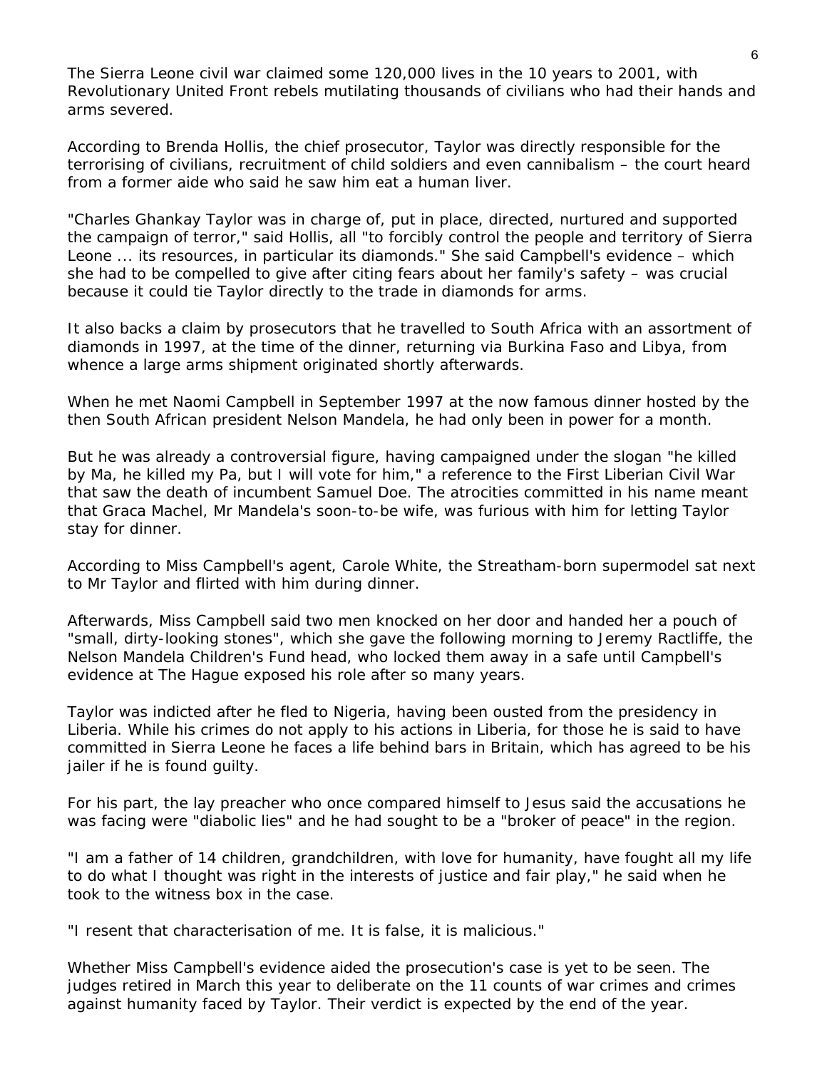The Sierra Leone civil war claimed some 120,000 lives in the 10 years to 2001, with Revolutionary United Front rebels mutilating thousands of civilians who had their hands and arms severed.

According to Brenda Hollis, the chief prosecutor, Taylor was directly responsible for the terrorising of civilians, recruitment of child soldiers and even cannibalism – the court heard from a former aide who said he saw him eat a human liver.

"Charles Ghankay Taylor was in charge of, put in place, directed, nurtured and supported the campaign of terror," said Hollis, all "to forcibly control the people and territory of Sierra Leone ... its resources, in particular its diamonds." She said Campbell's evidence – which she had to be compelled to give after citing fears about her family's safety – was crucial because it could tie Taylor directly to the trade in diamonds for arms.

It also backs a claim by prosecutors that he travelled to South Africa with an assortment of diamonds in 1997, at the time of the dinner, returning via Burkina Faso and Libya, from whence a large arms shipment originated shortly afterwards.

When he met Naomi Campbell in September 1997 at the now famous dinner hosted by the then South African president Nelson Mandela, he had only been in power for a month.

But he was already a controversial figure, having campaigned under the slogan "he killed by Ma, he killed my Pa, but I will vote for him," a reference to the First Liberian Civil War that saw the death of incumbent Samuel Doe. The atrocities committed in his name meant that Graca Machel, Mr Mandela's soon-to-be wife, was furious with him for letting Taylor stay for dinner.

According to Miss Campbell's agent, Carole White, the Streatham-born supermodel sat next to Mr Taylor and flirted with him during dinner.

Afterwards, Miss Campbell said two men knocked on her door and handed her a pouch of "small, dirty-looking stones", which she gave the following morning to Jeremy Ractliffe, the Nelson Mandela Children's Fund head, who locked them away in a safe until Campbell's evidence at The Hague exposed his role after so many years.

Taylor was indicted after he fled to Nigeria, having been ousted from the presidency in Liberia. While his crimes do not apply to his actions in Liberia, for those he is said to have committed in Sierra Leone he faces a life behind bars in Britain, which has agreed to be his jailer if he is found guilty.

For his part, the lay preacher who once compared himself to Jesus said the accusations he was facing were "diabolic lies" and he had sought to be a "broker of peace" in the region.

"I am a father of 14 children, grandchildren, with love for humanity, have fought all my life to do what I thought was right in the interests of justice and fair play," he said when he took to the witness box in the case.

"I resent that characterisation of me. It is false, it is malicious."

Whether Miss Campbell's evidence aided the prosecution's case is yet to be seen. The judges retired in March this year to deliberate on the 11 counts of war crimes and crimes against humanity faced by Taylor. Their verdict is expected by the end of the year.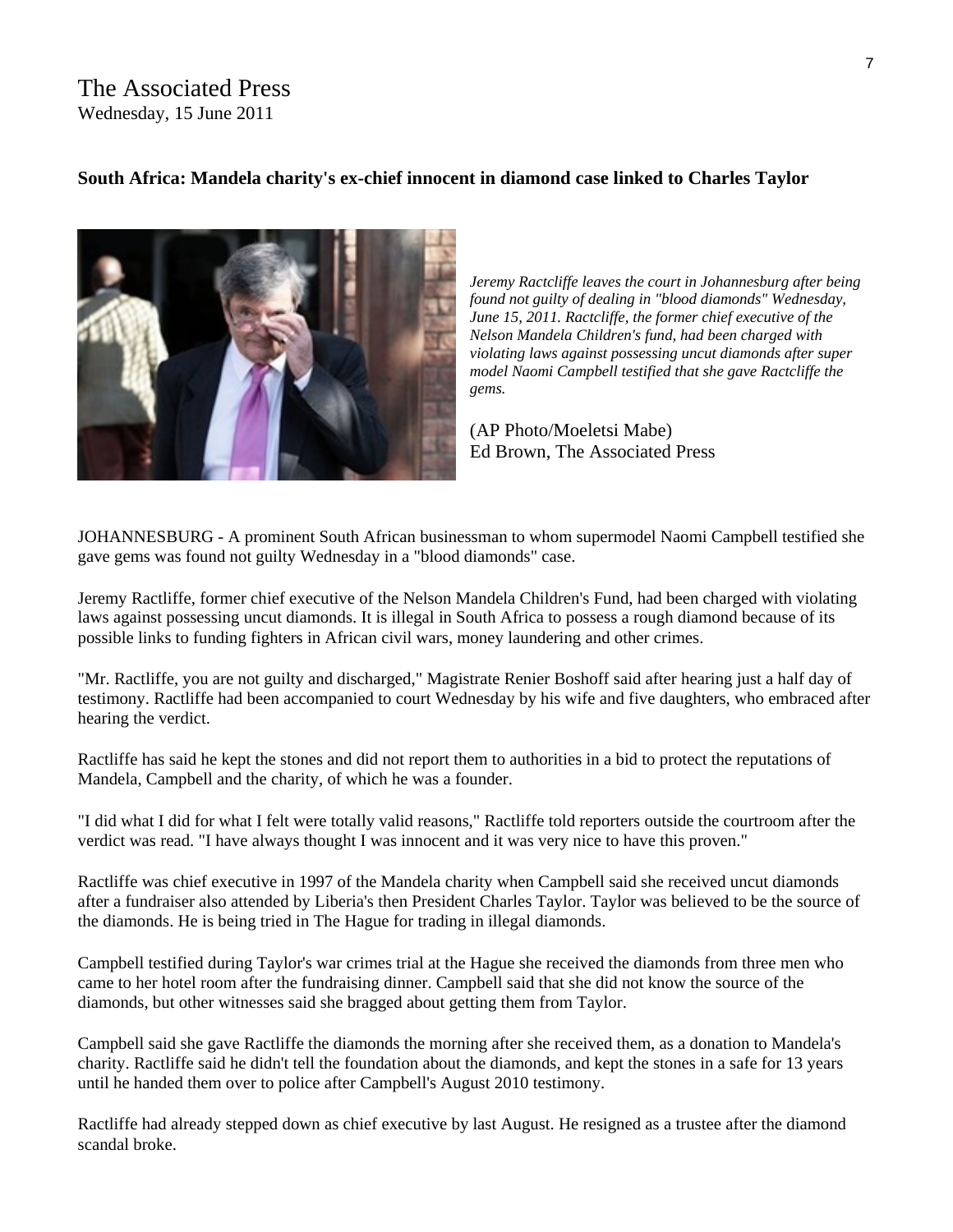The Associated Press
Wednesday, 15 June 2011

**South Africa: Mandela charity's ex-chief innocent in diamond case linked to Charles Taylor**

*Jeremy Ractcliffe leaves the court in Johannesburg after being found not guilty of dealing in "blood diamonds" Wednesday, June 15, 2011. Ractcliffe, the former chief executive of the Nelson Mandela Children's fund, had been charged with violating laws against possessing uncut diamonds after super model Naomi Campbell testified that she gave Ractcliffe the gems.*

(AP Photo/Moeletsi Mabe)
Ed Brown, The Associated Press

JOHANNESBURG - A prominent South African businessman to whom supermodel Naomi Campbell testified she gave gems was found not guilty Wednesday in a "blood diamonds" case.

Jeremy Ractliffe, former chief executive of the Nelson Mandela Children's Fund, had been charged with violating laws against possessing uncut diamonds. It is illegal in South Africa to possess a rough diamond because of its possible links to funding fighters in African civil wars, money laundering and other crimes.

"Mr. Ractliffe, you are not guilty and discharged," Magistrate Renier Boshoff said after hearing just a half day of testimony. Ractliffe had been accompanied to court Wednesday by his wife and five daughters, who embraced after hearing the verdict.

Ractliffe has said he kept the stones and did not report them to authorities in a bid to protect the reputations of Mandela, Campbell and the charity, of which he was a founder.

"I did what I did for what I felt were totally valid reasons," Ractliffe told reporters outside the courtroom after the verdict was read. "I have always thought I was innocent and it was very nice to have this proven."

Ractliffe was chief executive in 1997 of the Mandela charity when Campbell said she received uncut diamonds after a fundraiser also attended by Liberia's then President Charles Taylor. Taylor was believed to be the source of the diamonds. He is being tried in The Hague for trading in illegal diamonds.

Campbell testified during Taylor's war crimes trial at the Hague she received the diamonds from three men who came to her hotel room after the fundraising dinner. Campbell said that she did not know the source of the diamonds, but other witnesses said she bragged about getting them from Taylor.

Campbell said she gave Ractliffe the diamonds the morning after she received them, as a donation to Mandela's charity. Ractliffe said he didn't tell the foundation about the diamonds, and kept the stones in a safe for 13 years until he handed them over to police after Campbell's August 2010 testimony.

Ractliffe had already stepped down as chief executive by last August. He resigned as a trustee after the diamond scandal broke.